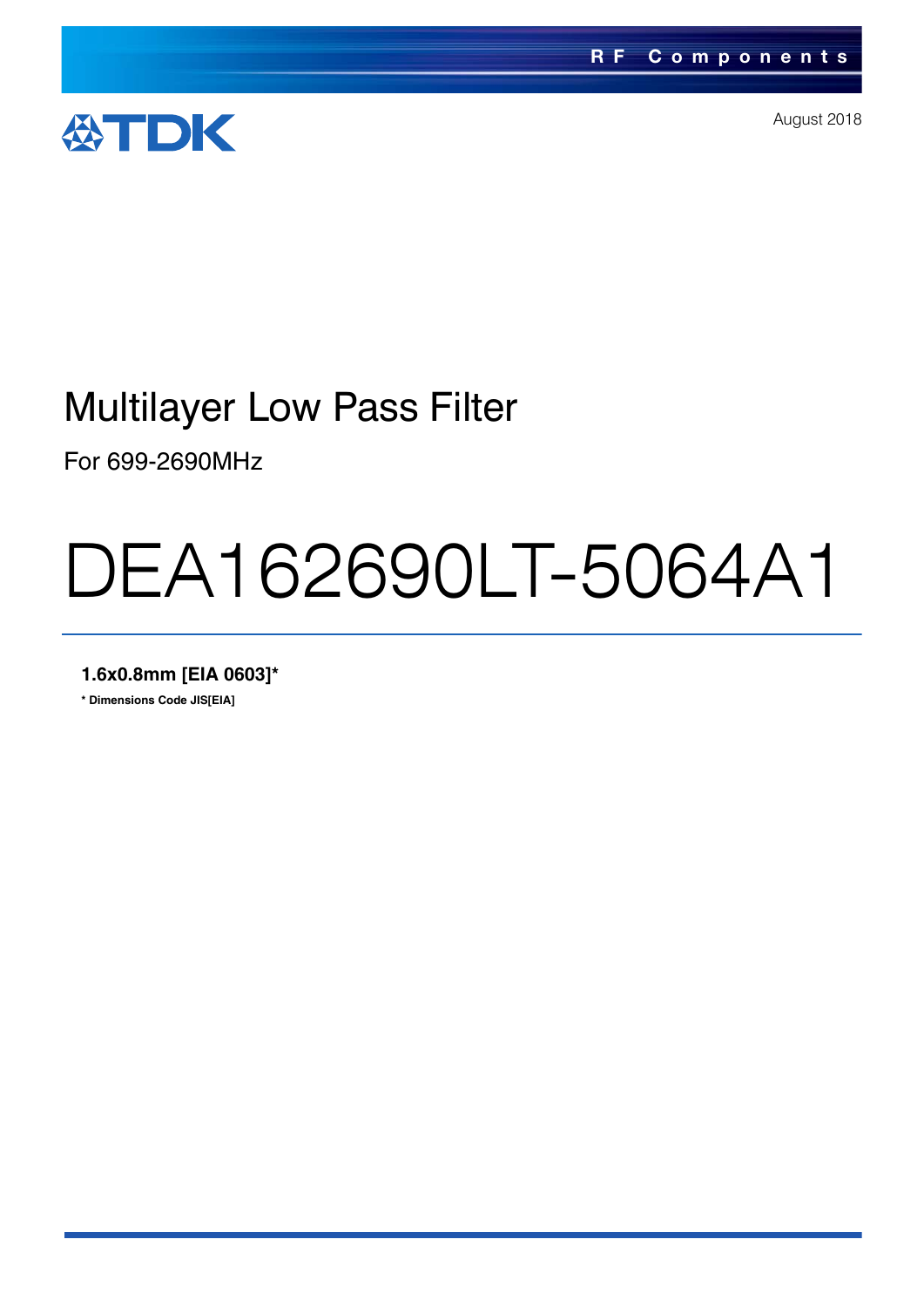RF Components

TDK

August 2018

# Multilayer Low Pass Filter

For 699-2690MHz

# DEA162690LT-5064A1

**1.6x0.8mm [EIA 0603]***

**\* Dimensions Code JIS[EIA]**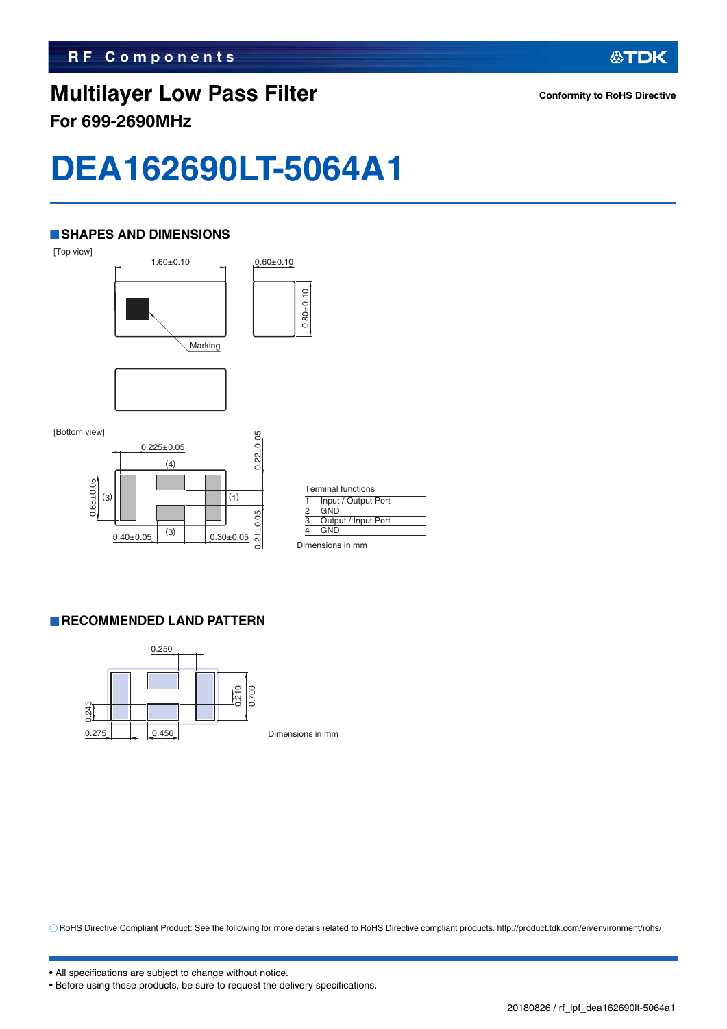RF Components

# Multilayer Low Pass Filter

**For 699-2690MHz**

**Conformity to RoHS Directive**

# DEA162690LT-5064A1

## SHAPES AND DIMENSIONS

[Top view]

1.60±0.10

0.60±0.10

0.80±0.10

Marking

[Bottom view]

0.225±0.05

0.22±0.05

(4)

0.65±0.05

(3)

(1)

(3)

0.40±0.05

0.30±0.05

0.21±0.05

| Terminal functions | |
|---|---|
| 1 | Input / Output Port |
| 2 | GND |
| 3 | Output / Input Port |
| 4 | GND |

Dimensions in mm

## RECOMMENDED LAND PATTERN

0.250

0.210

0.700

0.245

0.275

0.450

Dimensions in mm

○ RoHS Directive Compliant Product: See the following for more details related to RoHS Directive compliant products. http://product.tdk.com/en/environment/rohs/

- All specifications are subject to change without notice.
- Before using these products, be sure to request the delivery specifications.

20180826 / rf_lpf_dea162690lt-5064a1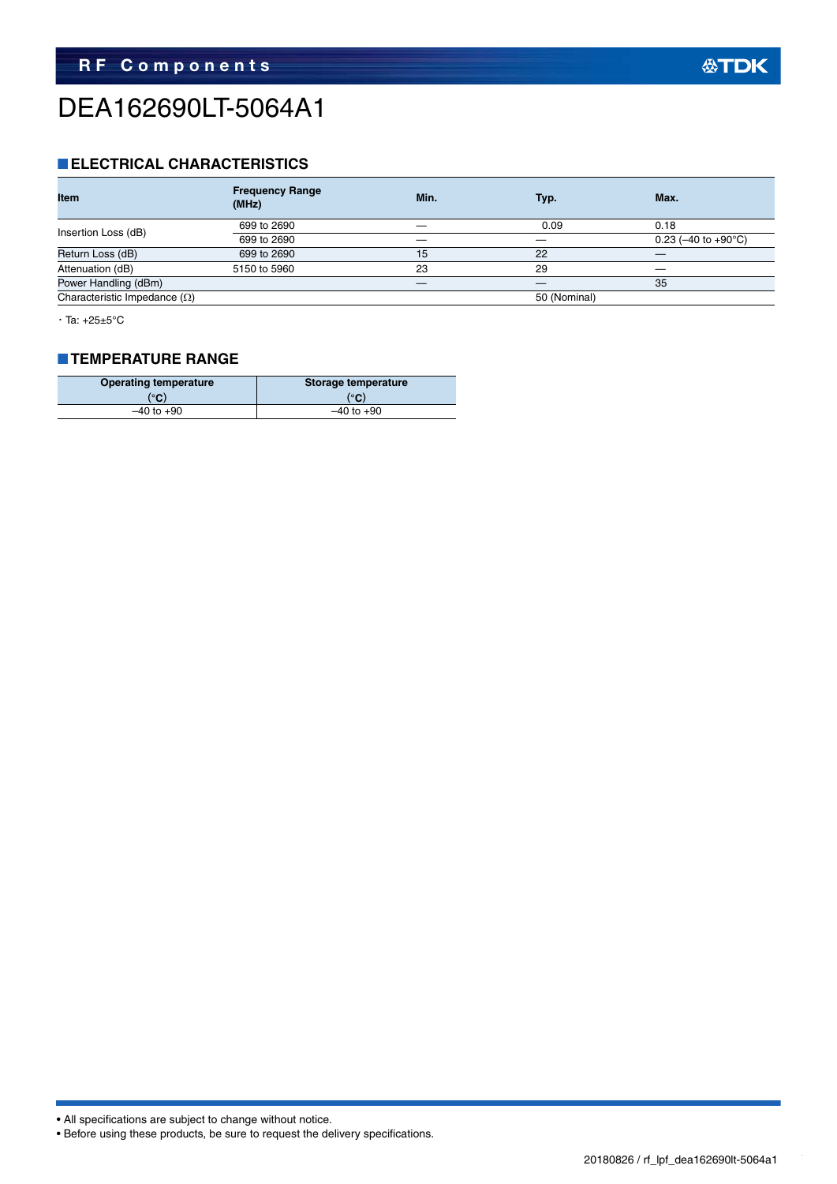# DEA162690LT-5064A1

## ELECTRICAL CHARACTERISTICS

| Item | Frequency Range (MHz) | Min. | Typ. | Max. |
|---|---|---|---|---|
| Insertion Loss (dB) | 699 to 2690 | — | 0.09 | 0.18 |
| | 699 to 2690 | — | — | 0.23 (–40 to +90°C) |
| Return Loss (dB) | 699 to 2690 | 15 | 22 | — |
| Attenuation (dB) | 5150 to 5960 | 23 | 29 | — |
| Power Handling (dBm) | | — | — | 35 |
| Characteristic Impedance (Ω) | | | 50 (Nominal) | |

・Ta: +25±5°C

## TEMPERATURE RANGE

| Operating temperature (°C) | Storage temperature (°C) |
|---|---|
| –40 to +90 | –40 to +90 |

• All specifications are subject to change without notice.
• Before using these products, be sure to request the delivery specifications.

20180826 / rf_lpf_dea162690lt-5064a1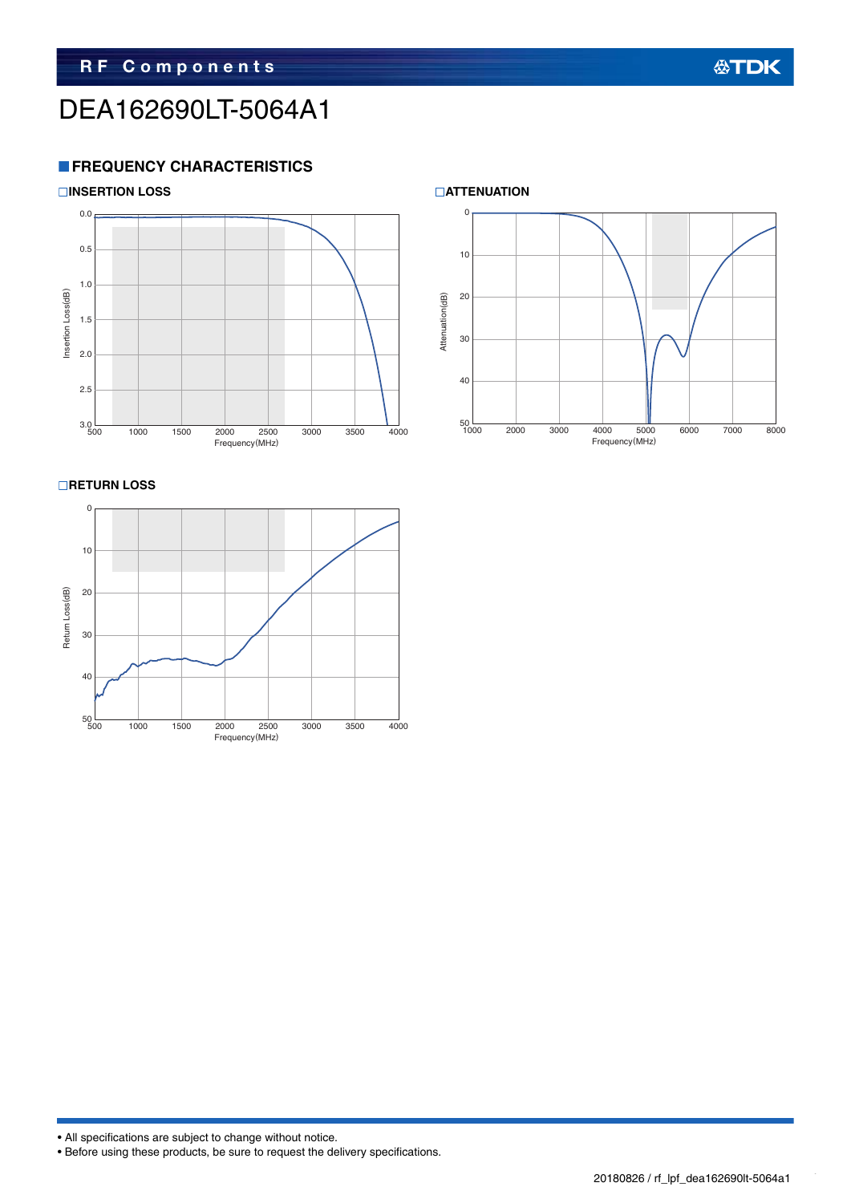# DEA162690LT-5064A1

## FREQUENCY CHARACTERISTICS

### INSERTION LOSS

### ATTENUATION

### RETURN LOSS

- All specifications are subject to change without notice.
- Before using these products, be sure to request the delivery specifications.

20180826 / rf_lpf_dea162690lt-5064a1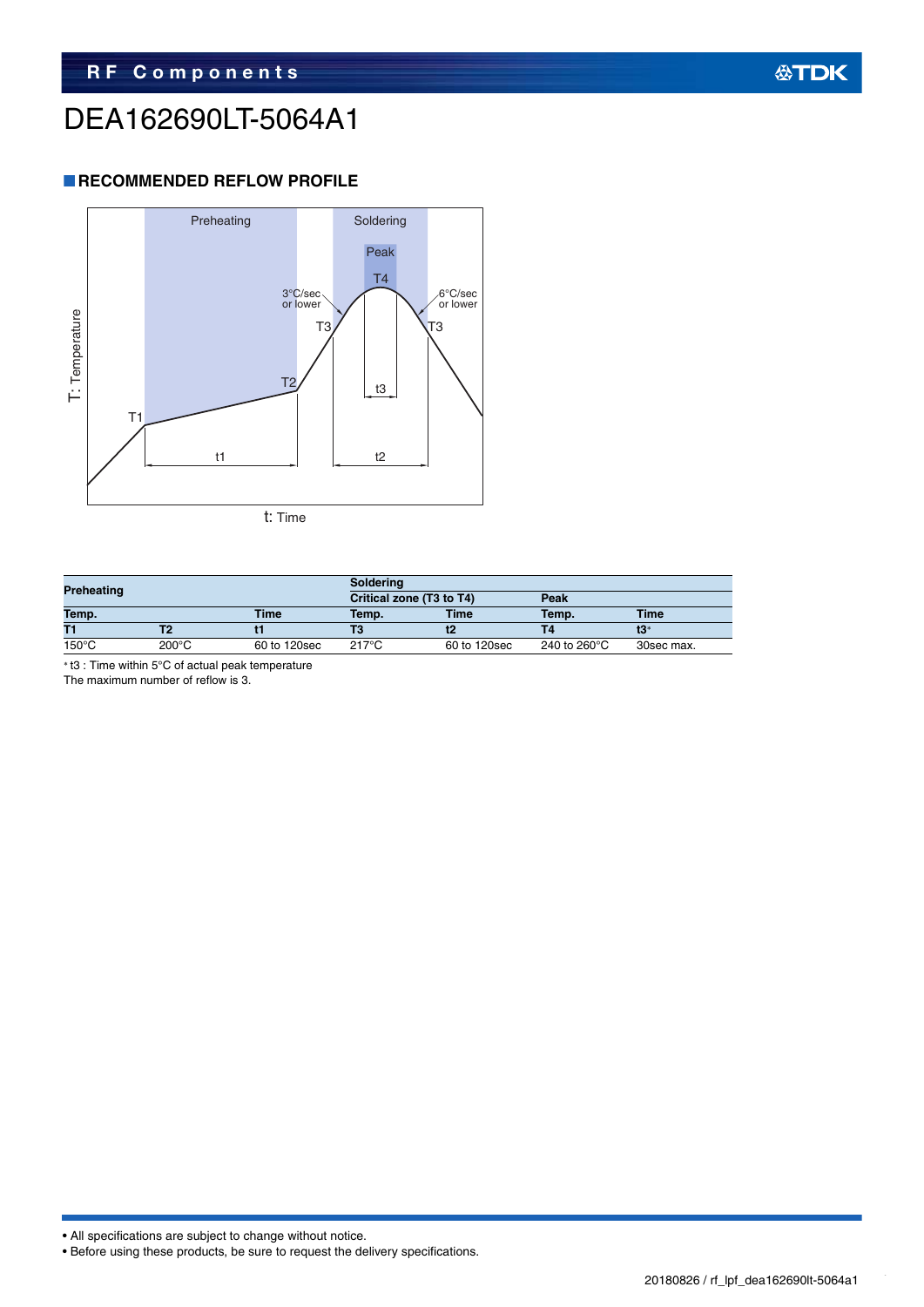# DEA162690LT-5064A1

## RECOMMENDED REFLOW PROFILE

Preheating | Soldering | Peak | T4 | 3°C/sec or lower | 6°C/sec or lower | T3 | T3 | T2 | T1 | t1 | t2 | t3 | T: Temperature | t: Time

| Preheating | | | Soldering | | | |
|---|---|---|---|---|---|---|
| | | | Critical zone (T3 to T4) | | Peak | |
| Temp. | | Time | Temp. | Time | Temp. | Time |
| T1 | T2 | t1 | T3 | t2 | T4 | t3* |
| 150°C | 200°C | 60 to 120sec | 217°C | 60 to 120sec | 240 to 260°C | 30sec max. |

* t3 : Time within 5°C of actual peak temperature

The maximum number of reflow is 3.

- All specifications are subject to change without notice.
- Before using these products, be sure to request the delivery specifications.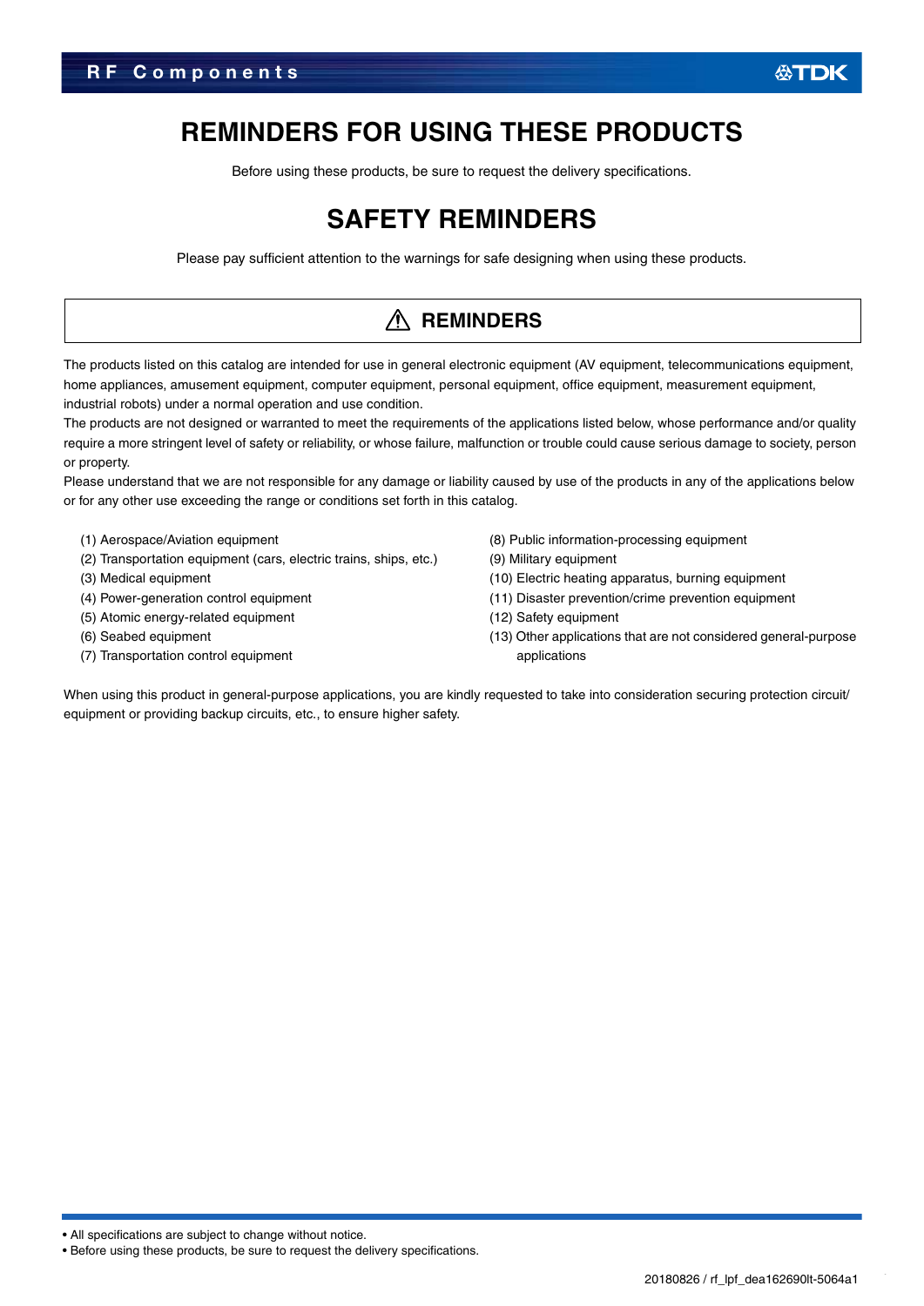# REMINDERS FOR USING THESE PRODUCTS

Before using these products, be sure to request the delivery specifications.

# SAFETY REMINDERS

Please pay sufficient attention to the warnings for safe designing when using these products.

## ⚠ REMINDERS

The products listed on this catalog are intended for use in general electronic equipment (AV equipment, telecommunications equipment, home appliances, amusement equipment, computer equipment, personal equipment, office equipment, measurement equipment, industrial robots) under a normal operation and use condition.

The products are not designed or warranted to meet the requirements of the applications listed below, whose performance and/or quality require a more stringent level of safety or reliability, or whose failure, malfunction or trouble could cause serious damage to society, person or property.

Please understand that we are not responsible for any damage or liability caused by use of the products in any of the applications below or for any other use exceeding the range or conditions set forth in this catalog.

(1) Aerospace/Aviation equipment
(2) Transportation equipment (cars, electric trains, ships, etc.)
(3) Medical equipment
(4) Power-generation control equipment
(5) Atomic energy-related equipment
(6) Seabed equipment
(7) Transportation control equipment
(8) Public information-processing equipment
(9) Military equipment
(10) Electric heating apparatus, burning equipment
(11) Disaster prevention/crime prevention equipment
(12) Safety equipment
(13) Other applications that are not considered general-purpose applications

When using this product in general-purpose applications, you are kindly requested to take into consideration securing protection circuit/ equipment or providing backup circuits, etc., to ensure higher safety.